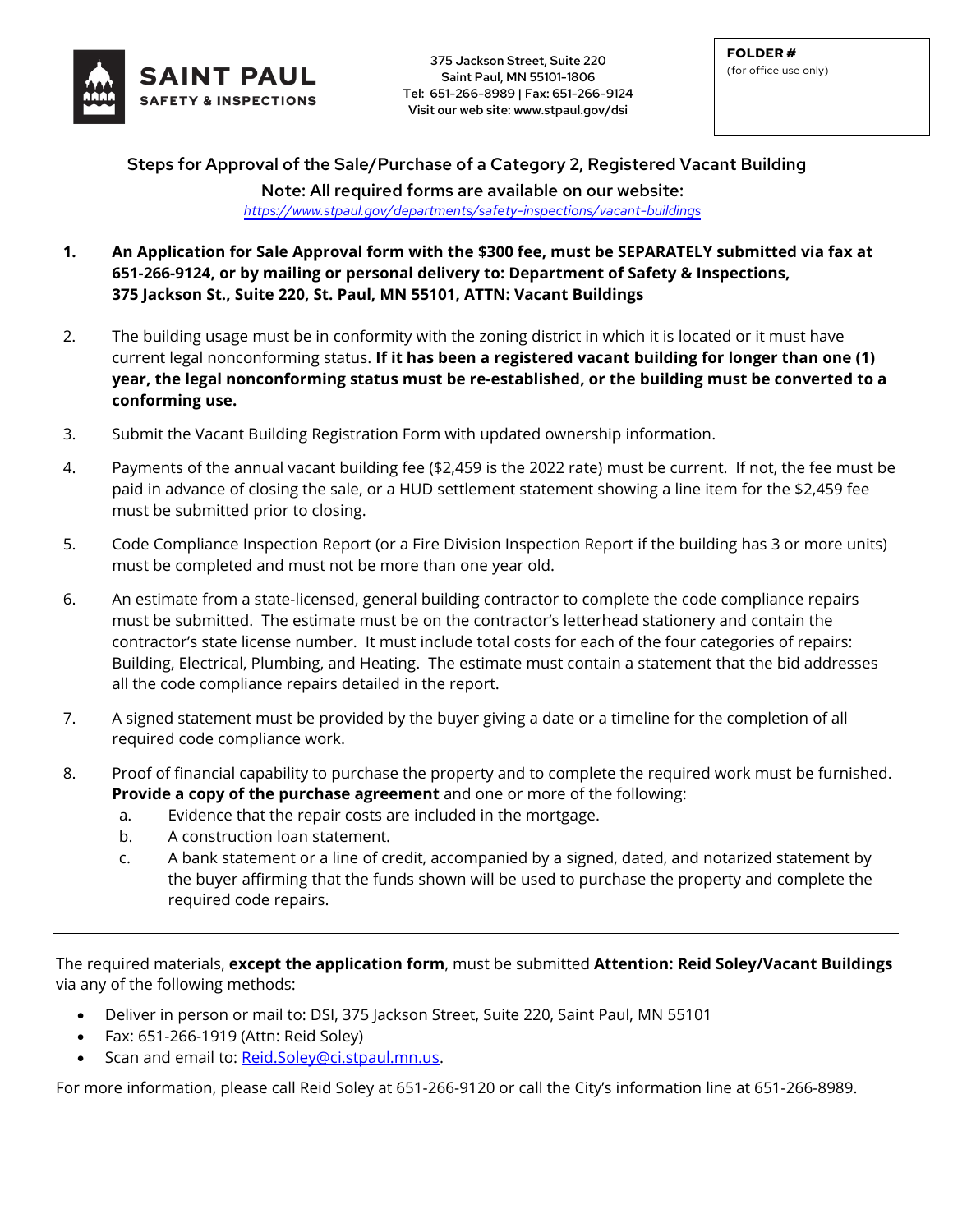**SAINT PAUL**
**SAFETY & INSPECTIONS**

375 Jackson Street, Suite 220
Saint Paul, MN 55101-1806
Tel: 651-266-8989 | Fax: 651-266-9124
Visit our web site: www.stpaul.gov/dsi

**FOLDER #**
(for office use only)

## Steps for Approval of the Sale/Purchase of a Category 2, Registered Vacant Building

### Note: All required forms are available on our website:

*https://www.stpaul.gov/departments/safety-inspections/vacant-buildings*

1. **An Application for Sale Approval form with the $300 fee, must be SEPARATELY submitted via fax at 651-266-9124, or by mailing or personal delivery to: Department of Safety & Inspections, 375 Jackson St., Suite 220, St. Paul, MN 55101, ATTN: Vacant Buildings**

2. The building usage must be in conformity with the zoning district in which it is located or it must have current legal nonconforming status. **If it has been a registered vacant building for longer than one (1) year, the legal nonconforming status must be re-established, or the building must be converted to a conforming use.**

3. Submit the Vacant Building Registration Form with updated ownership information.

4. Payments of the annual vacant building fee ($2,459 is the 2022 rate) must be current. If not, the fee must be paid in advance of closing the sale, or a HUD settlement statement showing a line item for the $2,459 fee must be submitted prior to closing.

5. Code Compliance Inspection Report (or a Fire Division Inspection Report if the building has 3 or more units) must be completed and must not be more than one year old.

6. An estimate from a state-licensed, general building contractor to complete the code compliance repairs must be submitted. The estimate must be on the contractor's letterhead stationery and contain the contractor's state license number. It must include total costs for each of the four categories of repairs: Building, Electrical, Plumbing, and Heating. The estimate must contain a statement that the bid addresses all the code compliance repairs detailed in the report.

7. A signed statement must be provided by the buyer giving a date or a timeline for the completion of all required code compliance work.

8. Proof of financial capability to purchase the property and to complete the required work must be furnished. **Provide a copy of the purchase agreement** and one or more of the following:
   a. Evidence that the repair costs are included in the mortgage.
   b. A construction loan statement.
   c. A bank statement or a line of credit, accompanied by a signed, dated, and notarized statement by the buyer affirming that the funds shown will be used to purchase the property and complete the required code repairs.

---

The required materials, **except the application form**, must be submitted **Attention: Reid Soley/Vacant Buildings** via any of the following methods:

- Deliver in person or mail to: DSI, 375 Jackson Street, Suite 220, Saint Paul, MN 55101
- Fax: 651-266-1919 (Attn: Reid Soley)
- Scan and email to: Reid.Soley@ci.stpaul.mn.us.

For more information, please call Reid Soley at 651-266-9120 or call the City's information line at 651-266-8989.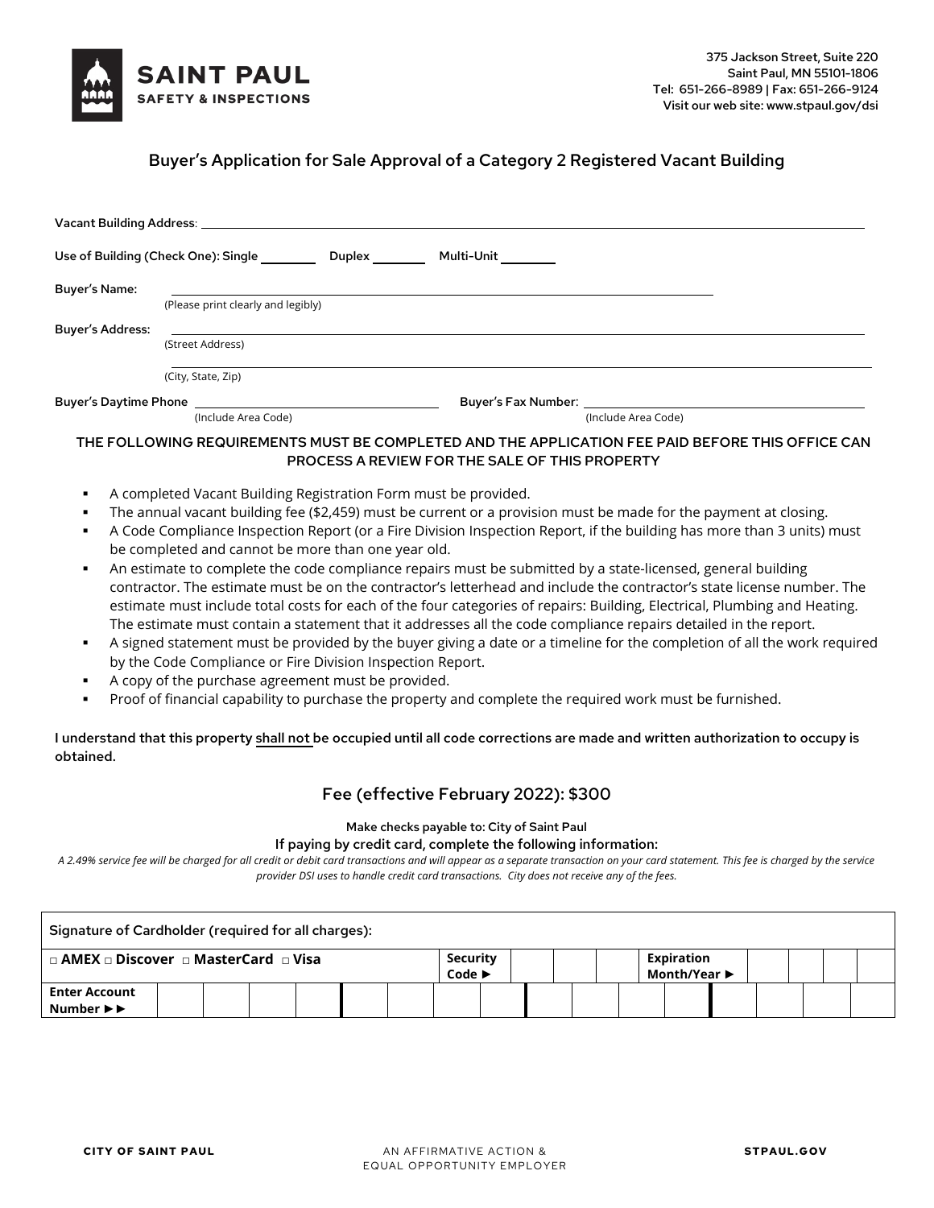**SAINT PAUL**
**SAFETY & INSPECTIONS**

375 Jackson Street, Suite 220
Saint Paul, MN 55101-1806
Tel: 651-266-8989 | Fax: 651-266-9124
Visit our web site: www.stpaul.gov/dsi

## Buyer's Application for Sale Approval of a Category 2 Registered Vacant Building

**Vacant Building Address**: ______________________________

**Use of Building (Check One): Single** ________ **Duplex** ________ **Multi-Unit** ________

**Buyer's Name:** ______________________________
(Please print clearly and legibly)

**Buyer's Address:** ______________________________
(Street Address)

______________________________
(City, State, Zip)

**Buyer's Daytime Phone** ______________________________ (Include Area Code)

**Buyer's Fax Number**: ______________________________ (Include Area Code)

**THE FOLLOWING REQUIREMENTS MUST BE COMPLETED AND THE APPLICATION FEE PAID BEFORE THIS OFFICE CAN PROCESS A REVIEW FOR THE SALE OF THIS PROPERTY**

- A completed Vacant Building Registration Form must be provided.
- The annual vacant building fee ($2,459) must be current or a provision must be made for the payment at closing.
- A Code Compliance Inspection Report (or a Fire Division Inspection Report, if the building has more than 3 units) must be completed and cannot be more than one year old.
- An estimate to complete the code compliance repairs must be submitted by a state-licensed, general building contractor. The estimate must be on the contractor's letterhead and include the contractor's state license number. The estimate must include total costs for each of the four categories of repairs: Building, Electrical, Plumbing and Heating. The estimate must contain a statement that it addresses all the code compliance repairs detailed in the report.
- A signed statement must be provided by the buyer giving a date or a timeline for the completion of all the work required by the Code Compliance or Fire Division Inspection Report.
- A copy of the purchase agreement must be provided.
- Proof of financial capability to purchase the property and complete the required work must be furnished.

**I understand that this property shall not be occupied until all code corrections are made and written authorization to occupy is obtained.**

### Fee (effective February 2022): $300

**Make checks payable to: City of Saint Paul**

**If paying by credit card, complete the following information:**

*A 2.49% service fee will be charged for all credit or debit card transactions and will appear as a separate transaction on your card statement. This fee is charged by the service provider DSI uses to handle credit card transactions. City does not receive any of the fees.*

| Signature of Cardholder (required for all charges): | | |
|---|---|---|
| □ AMEX □ Discover □ MasterCard □ Visa | Security Code ► | Expiration Month/Year ► |
| Enter Account Number ►► | | |

CITY OF SAINT PAUL

AN AFFIRMATIVE ACTION & EQUAL OPPORTUNITY EMPLOYER

STPAUL.GOV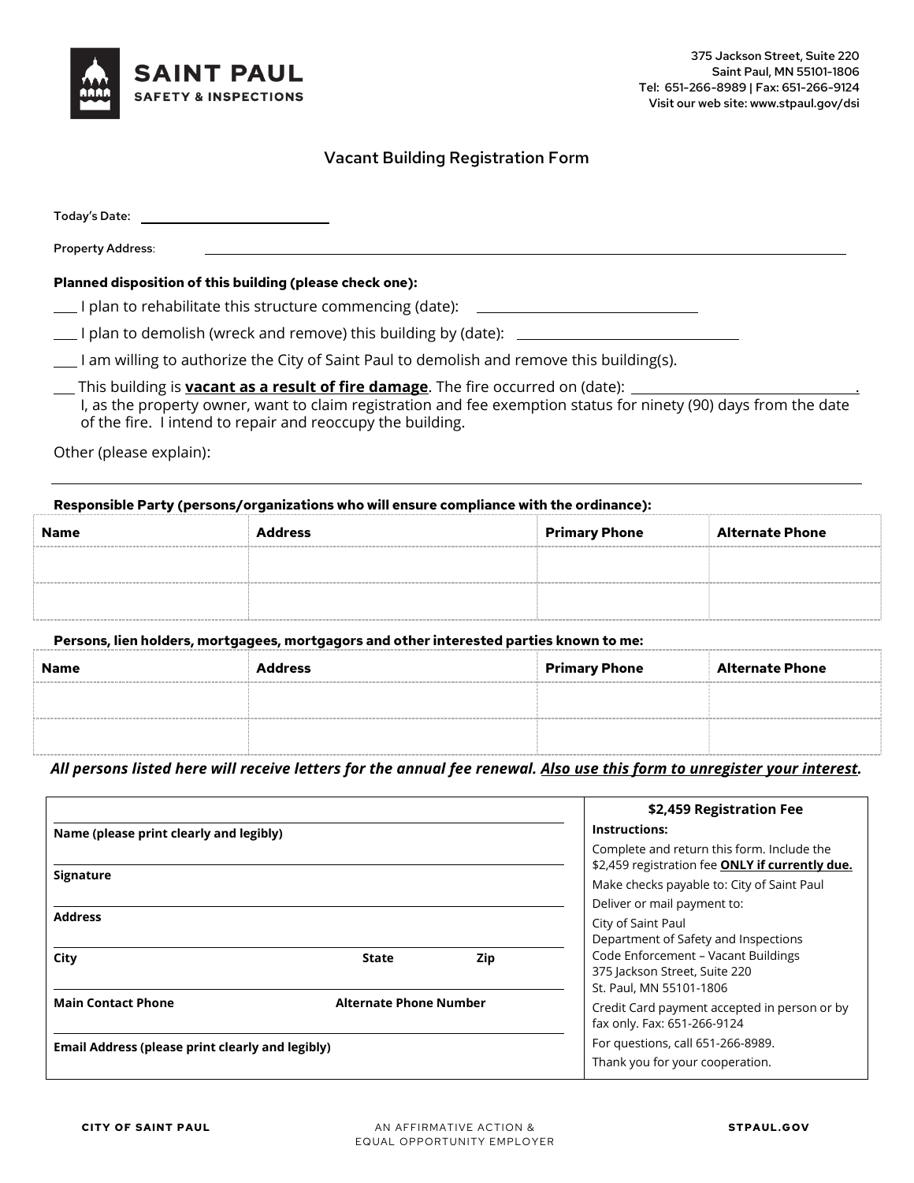**SAINT PAUL**
**SAFETY & INSPECTIONS**

375 Jackson Street, Suite 220
Saint Paul, MN 55101-1806
Tel: 651-266-8989 | Fax: 651-266-9124
Visit our web site: www.stpaul.gov/dsi

# Vacant Building Registration Form

Today's Date: ____________________

Property Address: ____________________________________________

**Planned disposition of this building (please check one):**

___ I plan to rehabilitate this structure commencing (date): ____________________

___ I plan to demolish (wreck and remove) this building by (date): ____________________

___ I am willing to authorize the City of Saint Paul to demolish and remove this building(s).

___ This building is **vacant as a result of fire damage**. The fire occurred on (date): ____________________.
I, as the property owner, want to claim registration and fee exemption status for ninety (90) days from the date of the fire. I intend to repair and reoccupy the building.

Other (please explain):

____________________________________________

**Responsible Party (persons/organizations who will ensure compliance with the ordinance):**

| Name | Address | Primary Phone | Alternate Phone |
|---|---|---|---|
| | | | |
| | | | |

**Persons, lien holders, mortgagees, mortgagors and other interested parties known to me:**

| Name | Address | Primary Phone | Alternate Phone |
|---|---|---|---|
| | | | |
| | | | |

***All persons listed here will receive letters for the annual fee renewal. Also use this form to unregister your interest.***

**Name (please print clearly and legibly)**

**Signature**

**Address**

**City** **State** **Zip**

**Main Contact Phone** **Alternate Phone Number**

**Email Address (please print clearly and legibly)**

**$2,459 Registration Fee**

**Instructions:**

Complete and return this form. Include the $2,459 registration fee **ONLY if currently due.**

Make checks payable to: City of Saint Paul

Deliver or mail payment to:

City of Saint Paul
Department of Safety and Inspections
Code Enforcement – Vacant Buildings
375 Jackson Street, Suite 220
St. Paul, MN 55101-1806

Credit Card payment accepted in person or by fax only. Fax: 651-266-9124

For questions, call 651-266-8989.

Thank you for your cooperation.

CITY OF SAINT PAUL — AN AFFIRMATIVE ACTION & EQUAL OPPORTUNITY EMPLOYER — STPAUL.GOV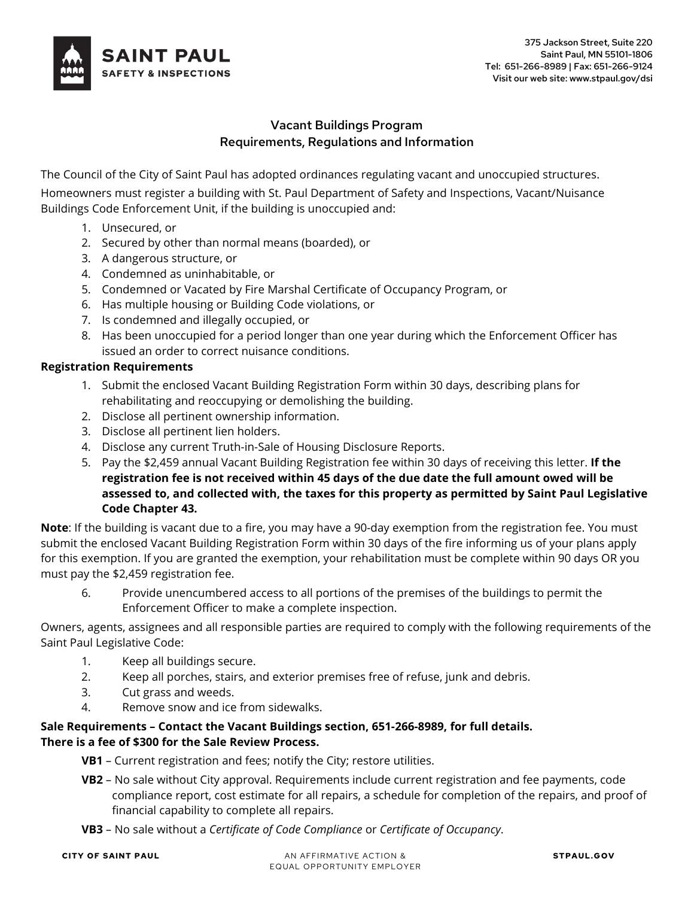SAINT PAUL
SAFETY & INSPECTIONS

375 Jackson Street, Suite 220
Saint Paul, MN 55101-1806
Tel: 651-266-8989 | Fax: 651-266-9124
Visit our web site: www.stpaul.gov/dsi

## Vacant Buildings Program
## Requirements, Regulations and Information

The Council of the City of Saint Paul has adopted ordinances regulating vacant and unoccupied structures.

Homeowners must register a building with St. Paul Department of Safety and Inspections, Vacant/Nuisance Buildings Code Enforcement Unit, if the building is unoccupied and:

1. Unsecured, or
2. Secured by other than normal means (boarded), or
3. A dangerous structure, or
4. Condemned as uninhabitable, or
5. Condemned or Vacated by Fire Marshal Certificate of Occupancy Program, or
6. Has multiple housing or Building Code violations, or
7. Is condemned and illegally occupied, or
8. Has been unoccupied for a period longer than one year during which the Enforcement Officer has issued an order to correct nuisance conditions.

**Registration Requirements**

1. Submit the enclosed Vacant Building Registration Form within 30 days, describing plans for rehabilitating and reoccupying or demolishing the building.
2. Disclose all pertinent ownership information.
3. Disclose all pertinent lien holders.
4. Disclose any current Truth-in-Sale of Housing Disclosure Reports.
5. Pay the $2,459 annual Vacant Building Registration fee within 30 days of receiving this letter. **If the registration fee is not received within 45 days of the due date the full amount owed will be assessed to, and collected with, the taxes for this property as permitted by Saint Paul Legislative Code Chapter 43.**

**Note**: If the building is vacant due to a fire, you may have a 90-day exemption from the registration fee. You must submit the enclosed Vacant Building Registration Form within 30 days of the fire informing us of your plans apply for this exemption. If you are granted the exemption, your rehabilitation must be complete within 90 days OR you must pay the $2,459 registration fee.

6. Provide unencumbered access to all portions of the premises of the buildings to permit the Enforcement Officer to make a complete inspection.

Owners, agents, assignees and all responsible parties are required to comply with the following requirements of the Saint Paul Legislative Code:

1. Keep all buildings secure.
2. Keep all porches, stairs, and exterior premises free of refuse, junk and debris.
3. Cut grass and weeds.
4. Remove snow and ice from sidewalks.

**Sale Requirements – Contact the Vacant Buildings section, 651-266-8989, for full details.**
**There is a fee of $300 for the Sale Review Process.**

**VB1** – Current registration and fees; notify the City; restore utilities.

**VB2** – No sale without City approval. Requirements include current registration and fee payments, code compliance report, cost estimate for all repairs, a schedule for completion of the repairs, and proof of financial capability to complete all repairs.

**VB3** – No sale without a *Certificate of Code Compliance* or *Certificate of Occupancy*.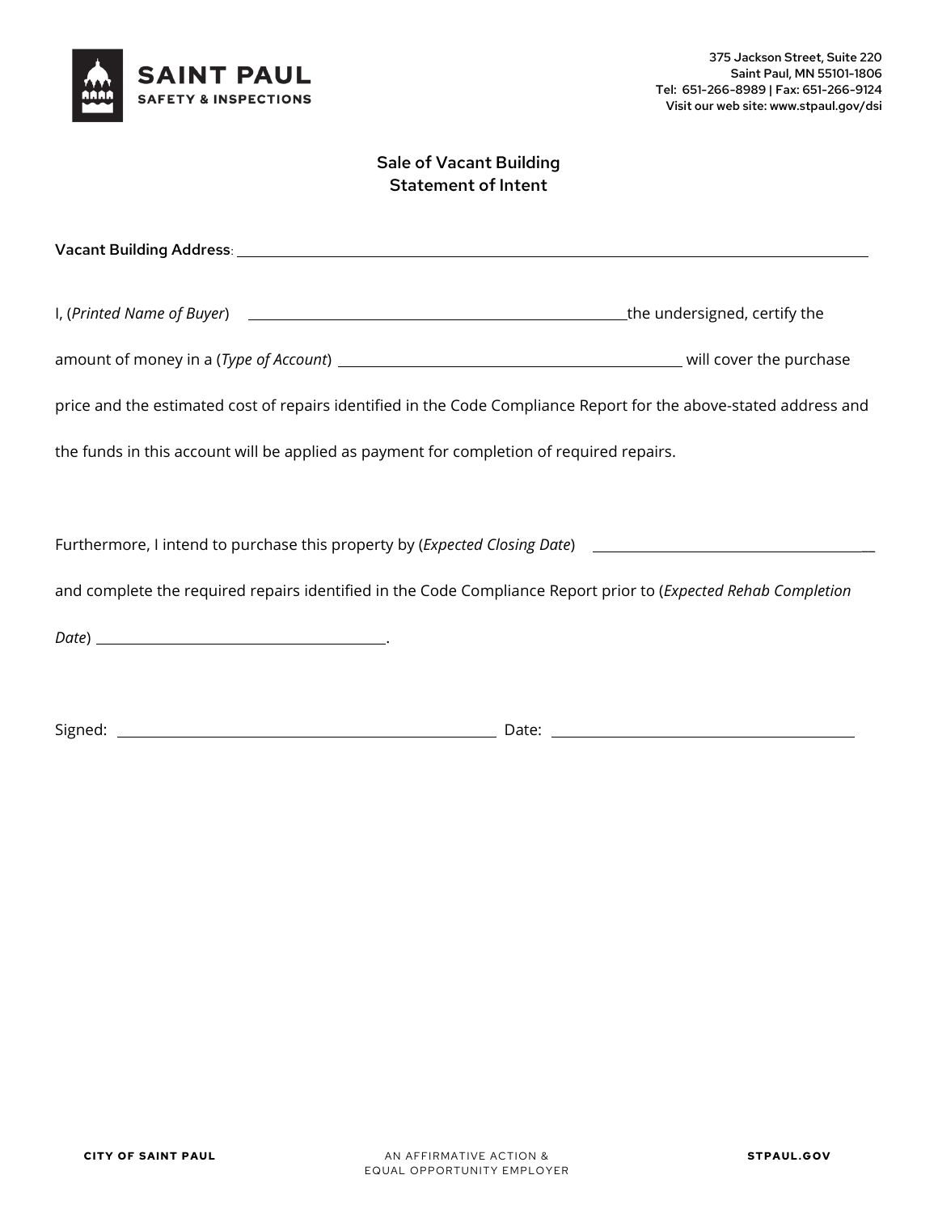**SAINT PAUL**
**SAFETY & INSPECTIONS**

375 Jackson Street, Suite 220
Saint Paul, MN 55101-1806
Tel: 651-266-8989 | Fax: 651-266-9124
Visit our web site: www.stpaul.gov/dsi

## Sale of Vacant Building
## Statement of Intent

**Vacant Building Address**: ____________________________________________

I, (*Printed Name of Buyer*) ______________________________ the undersigned, certify the amount of money in a (*Type of Account*) ______________________________ will cover the purchase price and the estimated cost of repairs identified in the Code Compliance Report for the above-stated address and the funds in this account will be applied as payment for completion of required repairs.

Furthermore, I intend to purchase this property by (*Expected Closing Date*) ______________________________ and complete the required repairs identified in the Code Compliance Report prior to (*Expected Rehab Completion Date*) ______________________________.

Signed: ______________________________ Date: ______________________________

CITY OF SAINT PAUL | AN AFFIRMATIVE ACTION & EQUAL OPPORTUNITY EMPLOYER | STPAUL.GOV